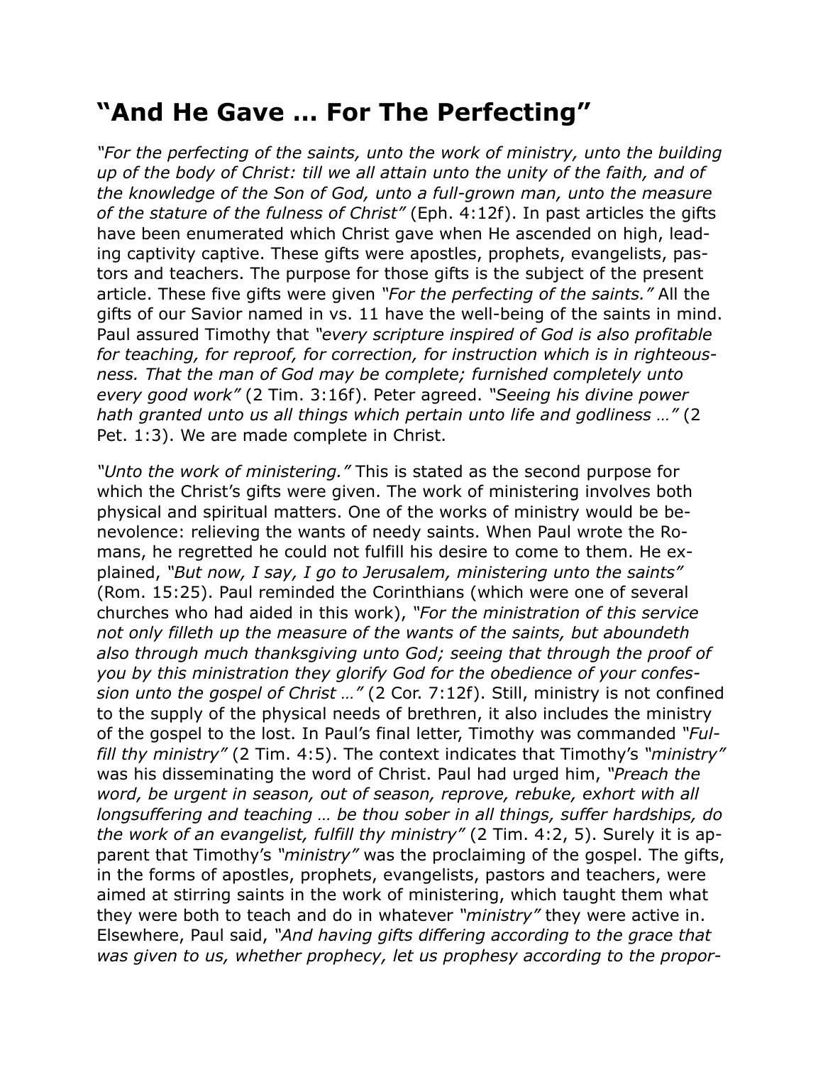## "And He Gave … For The Perfecting"

*"For the perfecting of the saints, unto the work of ministry, unto the building up of the body of Christ: till we all attain unto the unity of the faith, and of the knowledge of the Son of God, unto a full-grown man, unto the measure of the stature of the fulness of Christ"* (Eph. 4:12f). In past articles the gifts have been enumerated which Christ gave when He ascended on high, leading captivity captive. These gifts were apostles, prophets, evangelists, pastors and teachers. The purpose for those gifts is the subject of the present article. These five gifts were given *"For the perfecting of the saints."* All the gifts of our Savior named in vs. 11 have the well-being of the saints in mind. Paul assured Timothy that *"every scripture inspired of God is also profitable for teaching, for reproof, for correction, for instruction which is in righteousness. That the man of God may be complete; furnished completely unto every good work"* (2 Tim. 3:16f). Peter agreed. *"Seeing his divine power hath granted unto us all things which pertain unto life and godliness …"* (2 Pet. 1:3). We are made complete in Christ.

*"Unto the work of ministering."* This is stated as the second purpose for which the Christ's gifts were given. The work of ministering involves both physical and spiritual matters. One of the works of ministry would be benevolence: relieving the wants of needy saints. When Paul wrote the Romans, he regretted he could not fulfill his desire to come to them. He explained, *"But now, I say, I go to Jerusalem, ministering unto the saints"* (Rom. 15:25). Paul reminded the Corinthians (which were one of several churches who had aided in this work), *"For the ministration of this service not only filleth up the measure of the wants of the saints, but aboundeth also through much thanksgiving unto God; seeing that through the proof of you by this ministration they glorify God for the obedience of your confession unto the gospel of Christ …"* (2 Cor. 7:12f). Still, ministry is not confined to the supply of the physical needs of brethren, it also includes the ministry of the gospel to the lost. In Paul's final letter, Timothy was commanded *"Fulfill thy ministry"* (2 Tim. 4:5). The context indicates that Timothy's *"ministry"* was his disseminating the word of Christ. Paul had urged him, *"Preach the word, be urgent in season, out of season, reprove, rebuke, exhort with all longsuffering and teaching … be thou sober in all things, suffer hardships, do the work of an evangelist, fulfill thy ministry"* (2 Tim. 4:2, 5). Surely it is apparent that Timothy's *"ministry"* was the proclaiming of the gospel. The gifts, in the forms of apostles, prophets, evangelists, pastors and teachers, were aimed at stirring saints in the work of ministering, which taught them what they were both to teach and do in whatever *"ministry"* they were active in. Elsewhere, Paul said, *"And having gifts differing according to the grace that was given to us, whether prophecy, let us prophesy according to the propor-*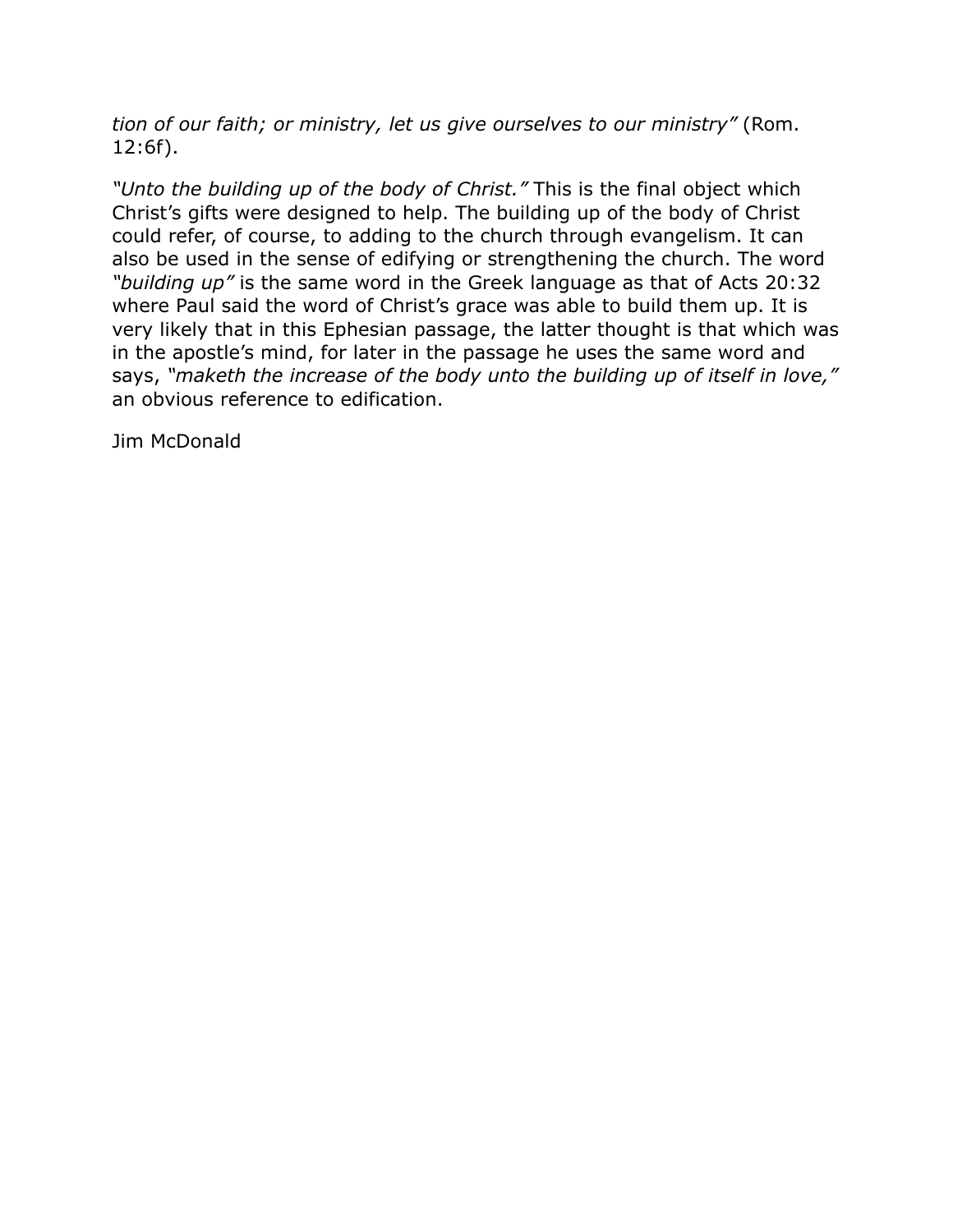*tion of our faith; or ministry, let us give ourselves to our ministry"* (Rom. 12:6f).

*"Unto the building up of the body of Christ."* This is the final object which Christ's gifts were designed to help. The building up of the body of Christ could refer, of course, to adding to the church through evangelism. It can also be used in the sense of edifying or strengthening the church. The word *"building up"* is the same word in the Greek language as that of Acts 20:32 where Paul said the word of Christ's grace was able to build them up. It is very likely that in this Ephesian passage, the latter thought is that which was in the apostle's mind, for later in the passage he uses the same word and says, *"maketh the increase of the body unto the building up of itself in love,"* an obvious reference to edification.

Jim McDonald